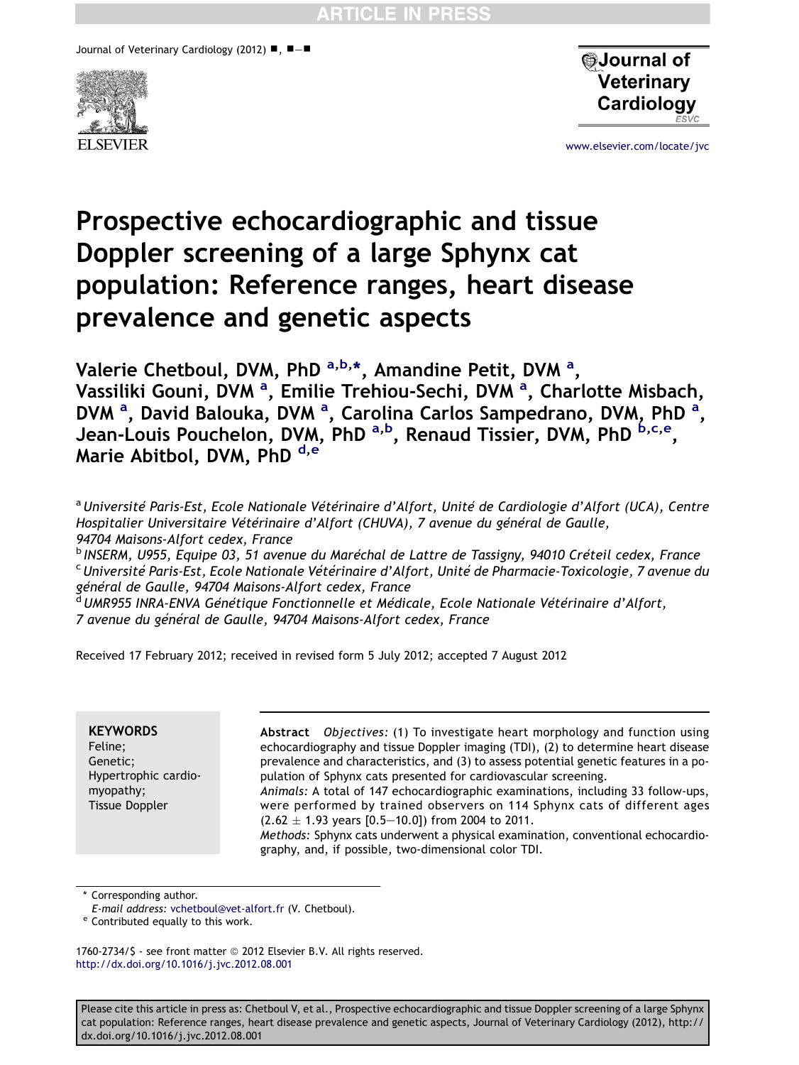# Prospective echocardiographic and tissue Doppler screening of a large Sphynx cat population: Reference ranges, heart disease prevalence and genetic aspects

Valerie Chetboul, DVM, PhD [a,b,*], Amandine Petit, DVM [a], Vassiliki Gouni, DVM [a], Emilie Trehiou-Sechi, DVM [a], Charlotte Misbach, DVM [a], David Balouka, DVM [a], Carolina Carlos Sampedrano, DVM, PhD [a], Jean-Louis Pouchelon, DVM, PhD [a,b], Renaud Tissier, DVM, PhD [b,c,e], Marie Abitbol, DVM, PhD [d,e]

[a] *Université Paris-Est, Ecole Nationale Vétérinaire d'Alfort, Unité de Cardiologie d'Alfort (UCA), Centre Hospitalier Universitaire Vétérinaire d'Alfort (CHUVA), 7 avenue du général de Gaulle, 94704 Maisons-Alfort cedex, France*

[b] *INSERM, U955, Equipe 03, 51 avenue du Maréchal de Lattre de Tassigny, 94010 Créteil cedex, France*

[c] *Université Paris-Est, Ecole Nationale Vétérinaire d'Alfort, Unité de Pharmacie-Toxicologie, 7 avenue du général de Gaulle, 94704 Maisons-Alfort cedex, France*

[d] *UMR955 INRA-ENVA Génétique Fonctionnelle et Médicale, Ecole Nationale Vétérinaire d'Alfort, 7 avenue du général de Gaulle, 94704 Maisons-Alfort cedex, France*

Received 17 February 2012; received in revised form 5 July 2012; accepted 7 August 2012

**KEYWORDS**
Feline;
Genetic;
Hypertrophic cardiomyopathy;
Tissue Doppler

**Abstract** *Objectives:* (1) To investigate heart morphology and function using echocardiography and tissue Doppler imaging (TDI), (2) to determine heart disease prevalence and characteristics, and (3) to assess potential genetic features in a population of Sphynx cats presented for cardiovascular screening.

*Animals:* A total of 147 echocardiographic examinations, including 33 follow-ups, were performed by trained observers on 114 Sphynx cats of different ages (2.62 ± 1.93 years [0.5–10.0]) from 2004 to 2011.

*Methods:* Sphynx cats underwent a physical examination, conventional echocardiography, and, if possible, two-dimensional color TDI.

\* Corresponding author.
*E-mail address:* vchetboul@vet-alfort.fr (V. Chetboul).
[e] Contributed equally to this work.

1760-2734/$ - see front matter © 2012 Elsevier B.V. All rights reserved.
http://dx.doi.org/10.1016/j.jvc.2012.08.001

Please cite this article in press as: Chetboul V, et al., Prospective echocardiographic and tissue Doppler screening of a large Sphynx cat population: Reference ranges, heart disease prevalence and genetic aspects, Journal of Veterinary Cardiology (2012), http://dx.doi.org/10.1016/j.jvc.2012.08.001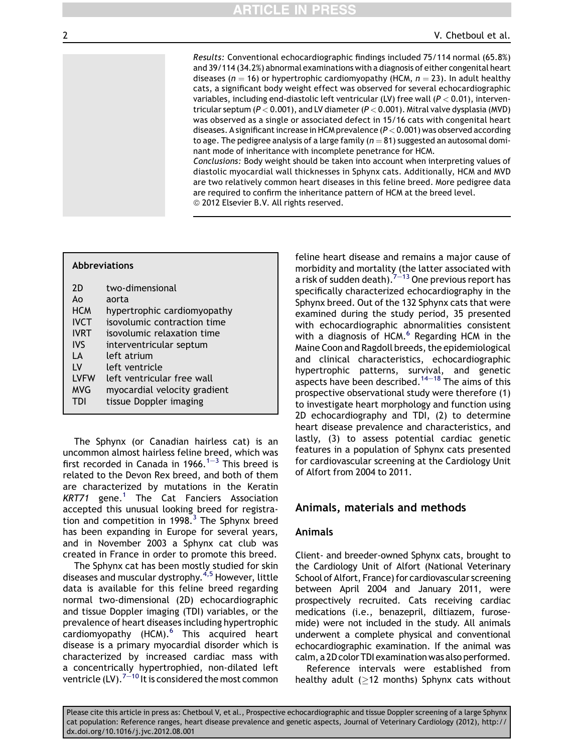*Results:* Conventional echocardiographic findings included 75/114 normal (65.8%) and 39/114 (34.2%) abnormal examinations with a diagnosis of either congenital heart diseases ($n = 16$) or hypertrophic cardiomyopathy (HCM, $n = 23$). In adult healthy cats, a significant body weight effect was observed for several echocardiographic variables, including end-diastolic left ventricular (LV) free wall ($P < 0.01$), interventricular septum ($P < 0.001$), and LV diameter ($P < 0.001$). Mitral valve dysplasia (MVD) was observed as a single or associated defect in 15/16 cats with congenital heart diseases. A significant increase in HCM prevalence ($P < 0.001$) was observed according to age. The pedigree analysis of a large family ($n = 81$) suggested an autosomal dominant mode of inheritance with incomplete penetrance for HCM.

*Conclusions:* Body weight should be taken into account when interpreting values of diastolic myocardial wall thicknesses in Sphynx cats. Additionally, HCM and MVD are two relatively common heart diseases in this feline breed. More pedigree data are required to confirm the inheritance pattern of HCM at the breed level.

© 2012 Elsevier B.V. All rights reserved.

**Abbreviations**

| | |
|---|---|
| 2D | two-dimensional |
| Ao | aorta |
| HCM | hypertrophic cardiomyopathy |
| IVCT | isovolumic contraction time |
| IVRT | isovolumic relaxation time |
| IVS | interventricular septum |
| LA | left atrium |
| LV | left ventricle |
| LVFW | left ventricular free wall |
| MVG | myocardial velocity gradient |
| TDI | tissue Doppler imaging |

The Sphynx (or Canadian hairless cat) is an uncommon almost hairless feline breed, which was first recorded in Canada in 1966.[1–3] This breed is related to the Devon Rex breed, and both of them are characterized by mutations in the Keratin *KRT71* gene.[1] The Cat Fanciers Association accepted this unusual looking breed for registration and competition in 1998.[3] The Sphynx breed has been expanding in Europe for several years, and in November 2003 a Sphynx cat club was created in France in order to promote this breed.

The Sphynx cat has been mostly studied for skin diseases and muscular dystrophy.[4,5] However, little data is available for this feline breed regarding normal two-dimensional (2D) echocardiographic and tissue Doppler imaging (TDI) variables, or the prevalence of heart diseases including hypertrophic cardiomyopathy (HCM).[6] This acquired heart disease is a primary myocardial disorder which is characterized by increased cardiac mass with a concentrically hypertrophied, non-dilated left ventricle (LV).[7–10] It is considered the most common feline heart disease and remains a major cause of morbidity and mortality (the latter associated with a risk of sudden death).[7–13] One previous report has specifically characterized echocardiography in the Sphynx breed. Out of the 132 Sphynx cats that were examined during the study period, 35 presented with echocardiographic abnormalities consistent with a diagnosis of HCM.[6] Regarding HCM in the Maine Coon and Ragdoll breeds, the epidemiological and clinical characteristics, echocardiographic hypertrophic patterns, survival, and genetic aspects have been described.[14–18] The aims of this prospective observational study were therefore (1) to investigate heart morphology and function using 2D echocardiography and TDI, (2) to determine heart disease prevalence and characteristics, and lastly, (3) to assess potential cardiac genetic features in a population of Sphynx cats presented for cardiovascular screening at the Cardiology Unit of Alfort from 2004 to 2011.

## Animals, materials and methods

### Animals

Client- and breeder-owned Sphynx cats, brought to the Cardiology Unit of Alfort (National Veterinary School of Alfort, France) for cardiovascular screening between April 2004 and January 2011, were prospectively recruited. Cats receiving cardiac medications (i.e., benazepril, diltiazem, furosemide) were not included in the study. All animals underwent a complete physical and conventional echocardiographic examination. If the animal was calm, a 2D color TDI examination was also performed.

Reference intervals were established from healthy adult (≥12 months) Sphynx cats without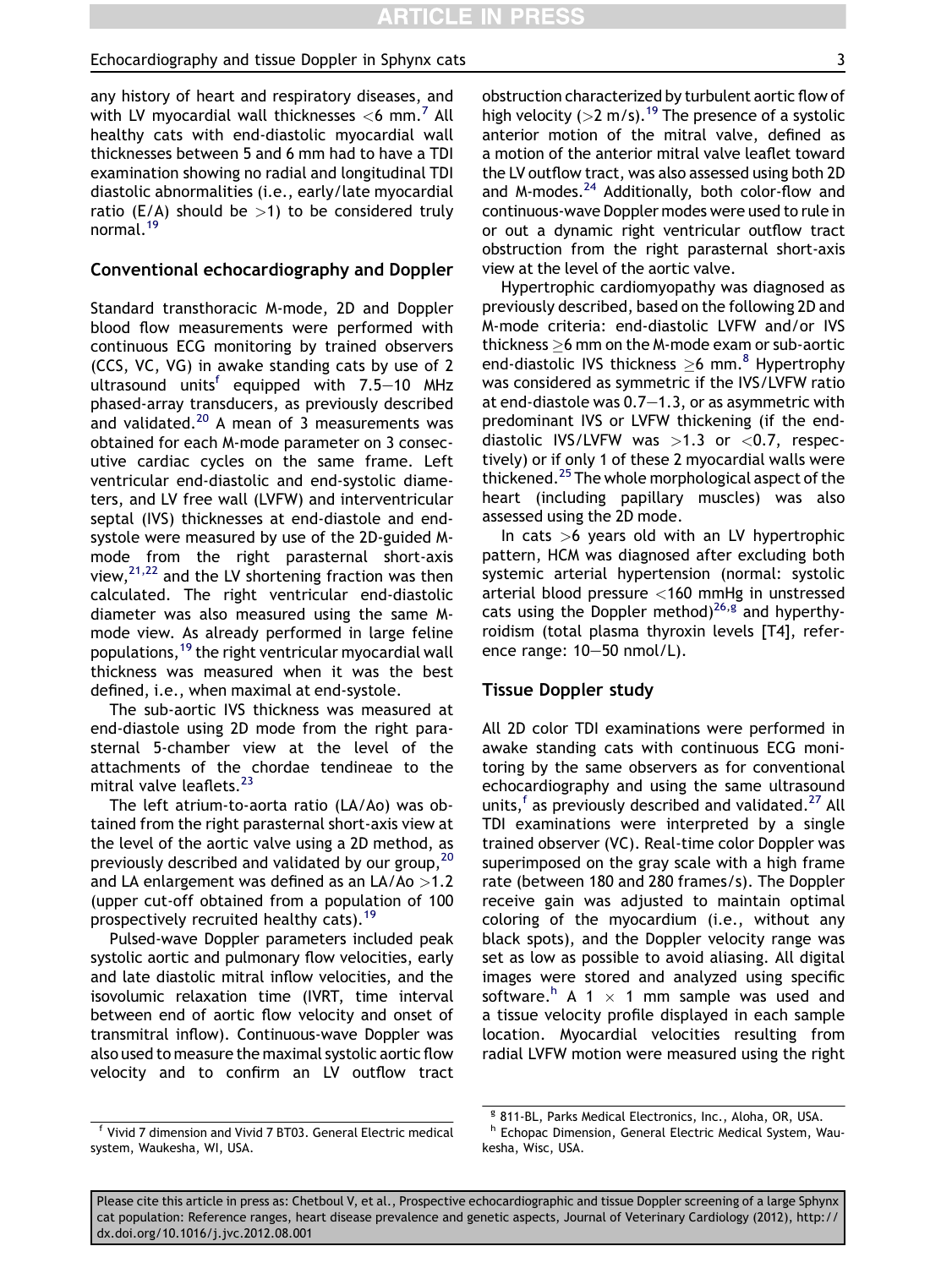any history of heart and respiratory diseases, and with LV myocardial wall thicknesses <6 mm.[7] All healthy cats with end-diastolic myocardial wall thicknesses between 5 and 6 mm had to have a TDI examination showing no radial and longitudinal TDI diastolic abnormalities (i.e., early/late myocardial ratio (E/A) should be >1) to be considered truly normal.[19]

## Conventional echocardiography and Doppler

Standard transthoracic M-mode, 2D and Doppler blood flow measurements were performed with continuous ECG monitoring by trained observers (CCS, VC, VG) in awake standing cats by use of 2 ultrasound units[f] equipped with 7.5–10 MHz phased-array transducers, as previously described and validated.[20] A mean of 3 measurements was obtained for each M-mode parameter on 3 consecutive cardiac cycles on the same frame. Left ventricular end-diastolic and end-systolic diameters, and LV free wall (LVFW) and interventricular septal (IVS) thicknesses at end-diastole and end-systole were measured by use of the 2D-guided M-mode from the right parasternal short-axis view,[21,22] and the LV shortening fraction was then calculated. The right ventricular end-diastolic diameter was also measured using the same M-mode view. As already performed in large feline populations,[19] the right ventricular myocardial wall thickness was measured when it was the best defined, i.e., when maximal at end-systole.

The sub-aortic IVS thickness was measured at end-diastole using 2D mode from the right parasternal 5-chamber view at the level of the attachments of the chordae tendineae to the mitral valve leaflets.[23]

The left atrium-to-aorta ratio (LA/Ao) was obtained from the right parasternal short-axis view at the level of the aortic valve using a 2D method, as previously described and validated by our group,[20] and LA enlargement was defined as an LA/Ao >1.2 (upper cut-off obtained from a population of 100 prospectively recruited healthy cats).[19]

Pulsed-wave Doppler parameters included peak systolic aortic and pulmonary flow velocities, early and late diastolic mitral inflow velocities, and the isovolumic relaxation time (IVRT, time interval between end of aortic flow velocity and onset of transmitral inflow). Continuous-wave Doppler was also used to measure the maximal systolic aortic flow velocity and to confirm an LV outflow tract obstruction characterized by turbulent aortic flow of high velocity (>2 m/s).[19] The presence of a systolic anterior motion of the mitral valve, defined as a motion of the anterior mitral valve leaflet toward the LV outflow tract, was also assessed using both 2D and M-modes.[24] Additionally, both color-flow and continuous-wave Doppler modes were used to rule in or out a dynamic right ventricular outflow tract obstruction from the right parasternal short-axis view at the level of the aortic valve.

Hypertrophic cardiomyopathy was diagnosed as previously described, based on the following 2D and M-mode criteria: end-diastolic LVFW and/or IVS thickness ≥6 mm on the M-mode exam or sub-aortic end-diastolic IVS thickness ≥6 mm.[8] Hypertrophy was considered as symmetric if the IVS/LVFW ratio at end-diastole was 0.7–1.3, or as asymmetric with predominant IVS or LVFW thickening (if the end-diastolic IVS/LVFW was >1.3 or <0.7, respectively) or if only 1 of these 2 myocardial walls were thickened.[25] The whole morphological aspect of the heart (including papillary muscles) was also assessed using the 2D mode.

In cats >6 years old with an LV hypertrophic pattern, HCM was diagnosed after excluding both systemic arterial hypertension (normal: systolic arterial blood pressure <160 mmHg in unstressed cats using the Doppler method)[26,g] and hyperthyroidism (total plasma thyroxin levels [T4], reference range: 10–50 nmol/L).

## Tissue Doppler study

All 2D color TDI examinations were performed in awake standing cats with continuous ECG monitoring by the same observers as for conventional echocardiography and using the same ultrasound units,[f] as previously described and validated.[27] All TDI examinations were interpreted by a single trained observer (VC). Real-time color Doppler was superimposed on the gray scale with a high frame rate (between 180 and 280 frames/s). The Doppler receive gain was adjusted to maintain optimal coloring of the myocardium (i.e., without any black spots), and the Doppler velocity range was set as low as possible to avoid aliasing. All digital images were stored and analyzed using specific software.[h] A 1 × 1 mm sample was used and a tissue velocity profile displayed in each sample location. Myocardial velocities resulting from radial LVFW motion were measured using the right

[f] Vivid 7 dimension and Vivid 7 BT03. General Electric medical system, Waukesha, WI, USA.

[g] 811-BL, Parks Medical Electronics, Inc., Aloha, OR, USA.

[h] Echopac Dimension, General Electric Medical System, Waukesha, Wisc, USA.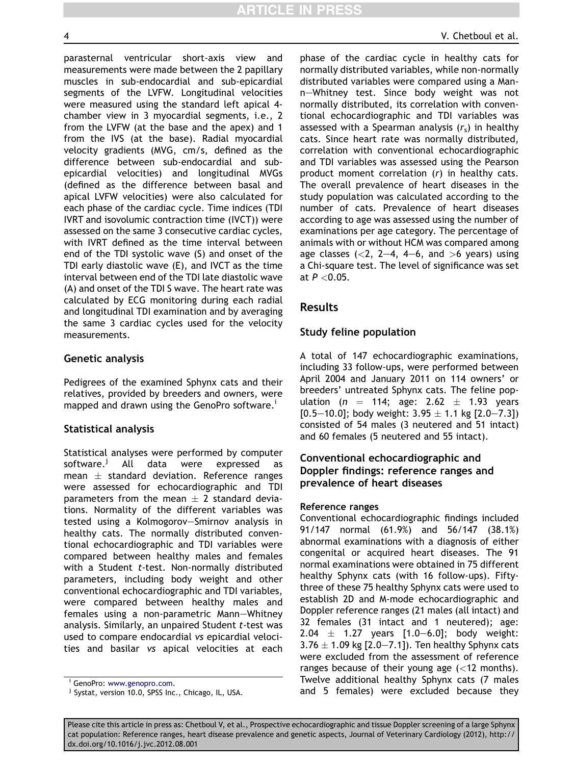parasternal ventricular short-axis view and measurements were made between the 2 papillary muscles in sub-endocardial and sub-epicardial segments of the LVFW. Longitudinal velocities were measured using the standard left apical 4-chamber view in 3 myocardial segments, i.e., 2 from the LVFW (at the base and the apex) and 1 from the IVS (at the base). Radial myocardial velocity gradients (MVG, cm/s, defined as the difference between sub-endocardial and sub-epicardial velocities) and longitudinal MVGs (defined as the difference between basal and apical LVFW velocities) were also calculated for each phase of the cardiac cycle. Time indices (TDI IVRT and isovolumic contraction time (IVCT)) were assessed on the same 3 consecutive cardiac cycles, with IVRT defined as the time interval between end of the TDI systolic wave (S) and onset of the TDI early diastolic wave (E), and IVCT as the time interval between end of the TDI late diastolic wave (A) and onset of the TDI S wave. The heart rate was calculated by ECG monitoring during each radial and longitudinal TDI examination and by averaging the same 3 cardiac cycles used for the velocity measurements.

## Genetic analysis

Pedigrees of the examined Sphynx cats and their relatives, provided by breeders and owners, were mapped and drawn using the GenoPro software.[i]

## Statistical analysis

Statistical analyses were performed by computer software.[j] All data were expressed as mean ± standard deviation. Reference ranges were assessed for echocardiographic and TDI parameters from the mean ± 2 standard deviations. Normality of the different variables was tested using a Kolmogorov–Smirnov analysis in healthy cats. The normally distributed conventional echocardiographic and TDI variables were compared between healthy males and females with a Student *t*-test. Non-normally distributed parameters, including body weight and other conventional echocardiographic and TDI variables, were compared between healthy males and females using a non-parametric Mann–Whitney analysis. Similarly, an unpaired Student *t*-test was used to compare endocardial *vs* epicardial velocities and basilar *vs* apical velocities at each phase of the cardiac cycle in healthy cats for normally distributed variables, while non-normally distributed variables were compared using a Mann–Whitney test. Since body weight was not normally distributed, its correlation with conventional echocardiographic and TDI variables was assessed with a Spearman analysis ($r_s$) in healthy cats. Since heart rate was normally distributed, correlation with conventional echocardiographic and TDI variables was assessed using the Pearson product moment correlation ($r$) in healthy cats. The overall prevalence of heart diseases in the study population was calculated according to the number of cats. Prevalence of heart diseases according to age was assessed using the number of examinations per age category. The percentage of animals with or without HCM was compared among age classes (<2, 2–4, 4–6, and >6 years) using a Chi-square test. The level of significance was set at $P < 0.05$.

# Results

## Study feline population

A total of 147 echocardiographic examinations, including 33 follow-ups, were performed between April 2004 and January 2011 on 114 owners' or breeders' untreated Sphynx cats. The feline population ($n = 114$; age: 2.62 ± 1.93 years [0.5–10.0]; body weight: 3.95 ± 1.1 kg [2.0–7.3]) consisted of 54 males (3 neutered and 51 intact) and 60 females (5 neutered and 55 intact).

## Conventional echocardiographic and Doppler findings: reference ranges and prevalence of heart diseases

### Reference ranges

Conventional echocardiographic findings included 91/147 normal (61.9%) and 56/147 (38.1%) abnormal examinations with a diagnosis of either congenital or acquired heart diseases. The 91 normal examinations were obtained in 75 different healthy Sphynx cats (with 16 follow-ups). Fifty-three of these 75 healthy Sphynx cats were used to establish 2D and M-mode echocardiographic and Doppler reference ranges (21 males (all intact) and 32 females (31 intact and 1 neutered); age: 2.04 ± 1.27 years [1.0–6.0]; body weight: 3.76 ± 1.09 kg [2.0–7.1]). Ten healthy Sphynx cats were excluded from the assessment of reference ranges because of their young age (<12 months). Twelve additional healthy Sphynx cats (7 males and 5 females) were excluded because they

[i] GenoPro: www.genopro.com.

[j] Systat, version 10.0, SPSS Inc., Chicago, IL, USA.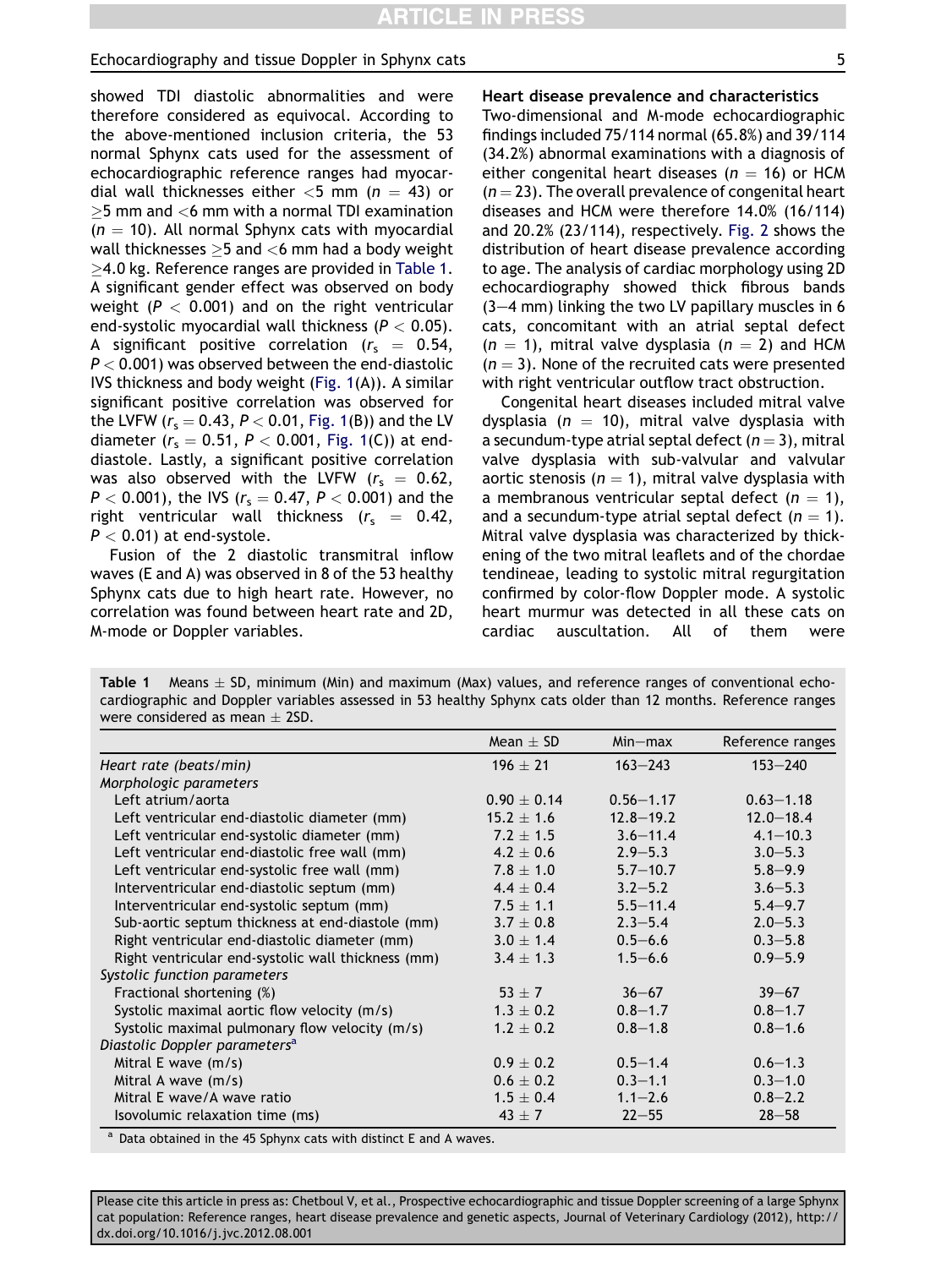showed TDI diastolic abnormalities and were therefore considered as equivocal. According to the above-mentioned inclusion criteria, the 53 normal Sphynx cats used for the assessment of echocardiographic reference ranges had myocardial wall thicknesses either <5 mm ($n = 43$) or ≥5 mm and <6 mm with a normal TDI examination ($n = 10$). All normal Sphynx cats with myocardial wall thicknesses ≥5 and <6 mm had a body weight ≥4.0 kg. Reference ranges are provided in Table 1. A significant gender effect was observed on body weight ($P < 0.001$) and on the right ventricular end-systolic myocardial wall thickness ($P < 0.05$). A significant positive correlation ($r_s = 0.54$, $P < 0.001$) was observed between the end-diastolic IVS thickness and body weight (Fig. 1(A)). A similar significant positive correlation was observed for the LVFW ($r_s = 0.43$, $P < 0.01$, Fig. 1(B)) and the LV diameter ($r_s = 0.51$, $P < 0.001$, Fig. 1(C)) at end-diastole. Lastly, a significant positive correlation was also observed with the LVFW ($r_s = 0.62$, $P < 0.001$), the IVS ($r_s = 0.47$, $P < 0.001$) and the right ventricular wall thickness ($r_s = 0.42$, $P < 0.01$) at end-systole.

Fusion of the 2 diastolic transmitral inflow waves (E and A) was observed in 8 of the 53 healthy Sphynx cats due to high heart rate. However, no correlation was found between heart rate and 2D, M-mode or Doppler variables.

### Heart disease prevalence and characteristics

Two-dimensional and M-mode echocardiographic findings included 75/114 normal (65.8%) and 39/114 (34.2%) abnormal examinations with a diagnosis of either congenital heart diseases ($n = 16$) or HCM ($n = 23$). The overall prevalence of congenital heart diseases and HCM were therefore 14.0% (16/114) and 20.2% (23/114), respectively. Fig. 2 shows the distribution of heart disease prevalence according to age. The analysis of cardiac morphology using 2D echocardiography showed thick fibrous bands (3–4 mm) linking the two LV papillary muscles in 6 cats, concomitant with an atrial septal defect ($n = 1$), mitral valve dysplasia ($n = 2$) and HCM ($n = 3$). None of the recruited cats were presented with right ventricular outflow tract obstruction.

Congenital heart diseases included mitral valve dysplasia ($n = 10$), mitral valve dysplasia with a secundum-type atrial septal defect ($n = 3$), mitral valve dysplasia with sub-valvular and valvular aortic stenosis ($n = 1$), mitral valve dysplasia with a membranous ventricular septal defect ($n = 1$), and a secundum-type atrial septal defect ($n = 1$). Mitral valve dysplasia was characterized by thickening of the two mitral leaflets and of the chordae tendineae, leading to systolic mitral regurgitation confirmed by color-flow Doppler mode. A systolic heart murmur was detected in all these cats on cardiac auscultation. All of them were

**Table 1** Means ± SD, minimum (Min) and maximum (Max) values, and reference ranges of conventional echocardiographic and Doppler variables assessed in 53 healthy Sphynx cats older than 12 months. Reference ranges were considered as mean ± 2SD.

| | Mean ± SD | Min–max | Reference ranges |
|---|---|---|---|
| *Heart rate (beats/min)* | 196 ± 21 | 163–243 | 153–240 |
| *Morphologic parameters* | | | |
| Left atrium/aorta | 0.90 ± 0.14 | 0.56–1.17 | 0.63–1.18 |
| Left ventricular end-diastolic diameter (mm) | 15.2 ± 1.6 | 12.8–19.2 | 12.0–18.4 |
| Left ventricular end-systolic diameter (mm) | 7.2 ± 1.5 | 3.6–11.4 | 4.1–10.3 |
| Left ventricular end-diastolic free wall (mm) | 4.2 ± 0.6 | 2.9–5.3 | 3.0–5.3 |
| Left ventricular end-systolic free wall (mm) | 7.8 ± 1.0 | 5.7–10.7 | 5.8–9.9 |
| Interventricular end-diastolic septum (mm) | 4.4 ± 0.4 | 3.2–5.2 | 3.6–5.3 |
| Interventricular end-systolic septum (mm) | 7.5 ± 1.1 | 5.5–11.4 | 5.4–9.7 |
| Sub-aortic septum thickness at end-diastole (mm) | 3.7 ± 0.8 | 2.3–5.4 | 2.0–5.3 |
| Right ventricular end-diastolic diameter (mm) | 3.0 ± 1.4 | 0.5–6.6 | 0.3–5.8 |
| Right ventricular end-systolic wall thickness (mm) | 3.4 ± 1.3 | 1.5–6.6 | 0.9–5.9 |
| *Systolic function parameters* | | | |
| Fractional shortening (%) | 53 ± 7 | 36–67 | 39–67 |
| Systolic maximal aortic flow velocity (m/s) | 1.3 ± 0.2 | 0.8–1.7 | 0.8–1.7 |
| Systolic maximal pulmonary flow velocity (m/s) | 1.2 ± 0.2 | 0.8–1.8 | 0.8–1.6 |
| *Diastolic Doppler parameters*[a] | | | |
| Mitral E wave (m/s) | 0.9 ± 0.2 | 0.5–1.4 | 0.6–1.3 |
| Mitral A wave (m/s) | 0.6 ± 0.2 | 0.3–1.1 | 0.3–1.0 |
| Mitral E wave/A wave ratio | 1.5 ± 0.4 | 1.1–2.6 | 0.8–2.2 |
| Isovolumic relaxation time (ms) | 43 ± 7 | 22–55 | 28–58 |

[a] Data obtained in the 45 Sphynx cats with distinct E and A waves.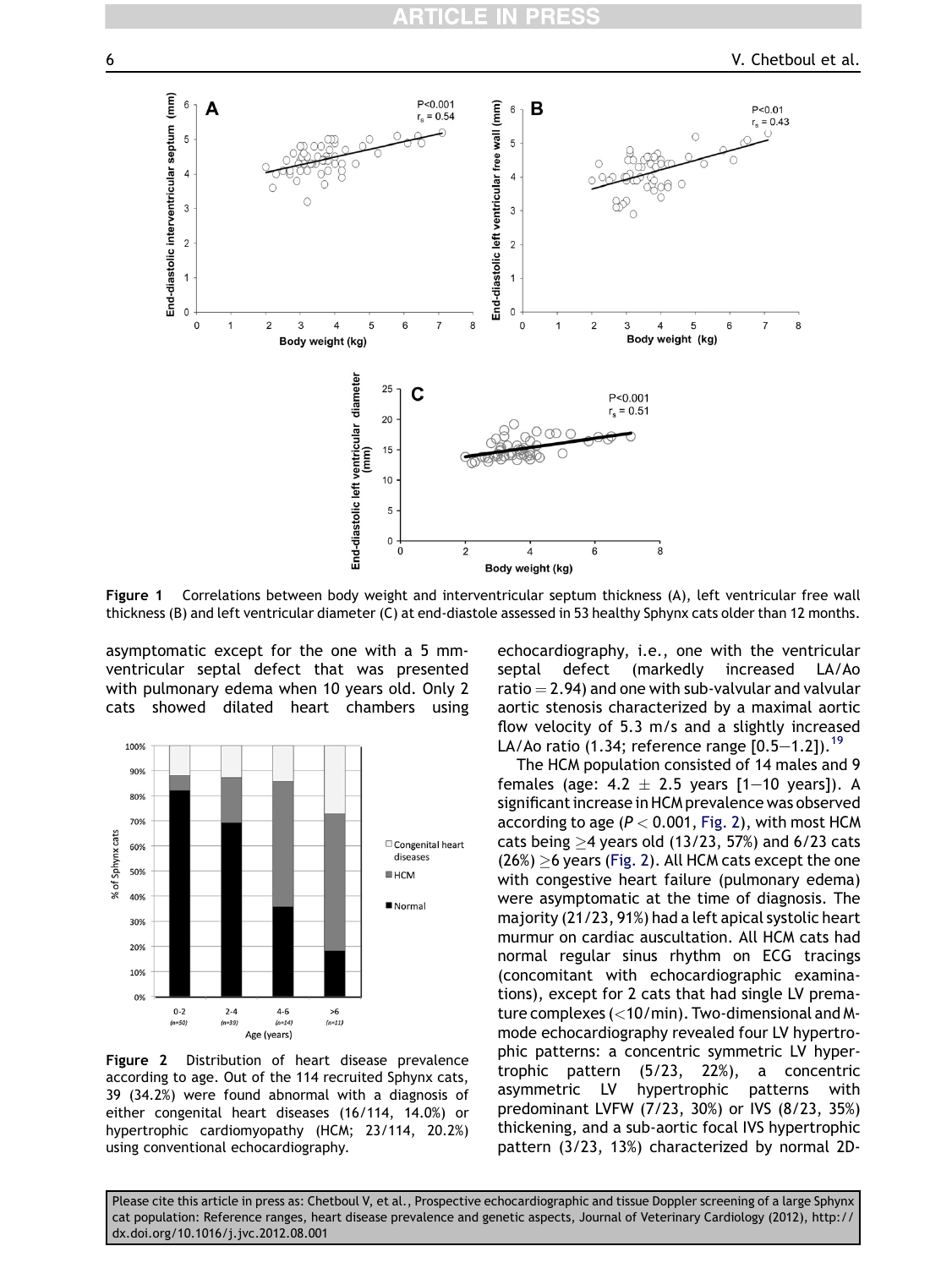Figure 1 Correlations between body weight and interventricular septum thickness (A), left ventricular free wall thickness (B) and left ventricular diameter (C) at end-diastole assessed in 53 healthy Sphynx cats older than 12 months.

asymptomatic except for the one with a 5 mm-ventricular septal defect that was presented with pulmonary edema when 10 years old. Only 2 cats showed dilated heart chambers using echocardiography, i.e., one with the ventricular septal defect (markedly increased LA/Ao ratio = 2.94) and one with sub-valvular and valvular aortic stenosis characterized by a maximal aortic flow velocity of 5.3 m/s and a slightly increased LA/Ao ratio (1.34; reference range [0.5–1.2]).[19]

Figure 2 Distribution of heart disease prevalence according to age. Out of the 114 recruited Sphynx cats, 39 (34.2%) were found abnormal with a diagnosis of either congenital heart diseases (16/114, 14.0%) or hypertrophic cardiomyopathy (HCM; 23/114, 20.2%) using conventional echocardiography.

The HCM population consisted of 14 males and 9 females (age: 4.2 ± 2.5 years [1–10 years]). A significant increase in HCM prevalence was observed according to age ($P < 0.001$, Fig. 2), with most HCM cats being ≥4 years old (13/23, 57%) and 6/23 cats (26%) ≥6 years (Fig. 2). All HCM cats except the one with congestive heart failure (pulmonary edema) were asymptomatic at the time of diagnosis. The majority (21/23, 91%) had a left apical systolic heart murmur on cardiac auscultation. All HCM cats had normal regular sinus rhythm on ECG tracings (concomitant with echocardiographic examinations), except for 2 cats that had single LV premature complexes (<10/min). Two-dimensional and M-mode echocardiography revealed four LV hypertrophic patterns: a concentric symmetric LV hypertrophic pattern (5/23, 22%), a concentric asymmetric LV hypertrophic patterns with predominant LVFW (7/23, 30%) or IVS (8/23, 35%) thickening, and a sub-aortic focal IVS hypertrophic pattern (3/23, 13%) characterized by normal 2D-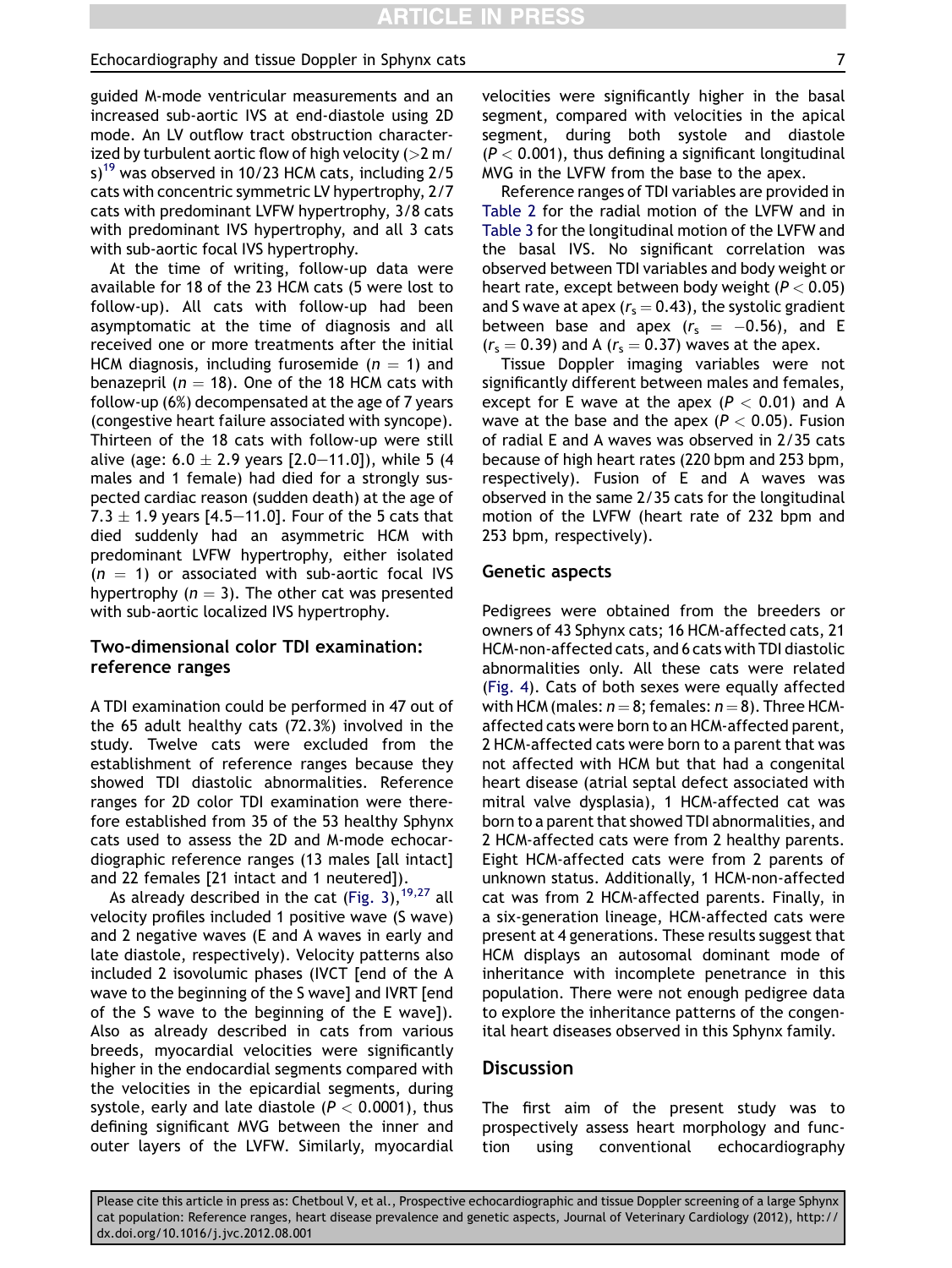guided M-mode ventricular measurements and an increased sub-aortic IVS at end-diastole using 2D mode. An LV outflow tract obstruction characterized by turbulent aortic flow of high velocity (>2 m/s)[19] was observed in 10/23 HCM cats, including 2/5 cats with concentric symmetric LV hypertrophy, 2/7 cats with predominant LVFW hypertrophy, 3/8 cats with predominant IVS hypertrophy, and all 3 cats with sub-aortic focal IVS hypertrophy.

At the time of writing, follow-up data were available for 18 of the 23 HCM cats (5 were lost to follow-up). All cats with follow-up had been asymptomatic at the time of diagnosis and all received one or more treatments after the initial HCM diagnosis, including furosemide ($n = 1$) and benazepril ($n = 18$). One of the 18 HCM cats with follow-up (6%) decompensated at the age of 7 years (congestive heart failure associated with syncope). Thirteen of the 18 cats with follow-up were still alive (age: $6.0 \pm 2.9$ years [2.0–11.0]), while 5 (4 males and 1 female) had died for a strongly suspected cardiac reason (sudden death) at the age of $7.3 \pm 1.9$ years [4.5–11.0]. Four of the 5 cats that died suddenly had an asymmetric HCM with predominant LVFW hypertrophy, either isolated ($n = 1$) or associated with sub-aortic focal IVS hypertrophy ($n = 3$). The other cat was presented with sub-aortic localized IVS hypertrophy.

## Two-dimensional color TDI examination: reference ranges

A TDI examination could be performed in 47 out of the 65 adult healthy cats (72.3%) involved in the study. Twelve cats were excluded from the establishment of reference ranges because they showed TDI diastolic abnormalities. Reference ranges for 2D color TDI examination were therefore established from 35 of the 53 healthy Sphynx cats used to assess the 2D and M-mode echocardiographic reference ranges (13 males [all intact] and 22 females [21 intact and 1 neutered]).

As already described in the cat (Fig. 3),[19,27] all velocity profiles included 1 positive wave (S wave) and 2 negative waves (E and A waves in early and late diastole, respectively). Velocity patterns also included 2 isovolumic phases (IVCT [end of the A wave to the beginning of the S wave] and IVRT [end of the S wave to the beginning of the E wave]). Also as already described in cats from various breeds, myocardial velocities were significantly higher in the endocardial segments compared with the velocities in the epicardial segments, during systole, early and late diastole ($P < 0.0001$), thus defining significant MVG between the inner and outer layers of the LVFW. Similarly, myocardial velocities were significantly higher in the basal segment, compared with velocities in the apical segment, during both systole and diastole ($P < 0.001$), thus defining a significant longitudinal MVG in the LVFW from the base to the apex.

Reference ranges of TDI variables are provided in Table 2 for the radial motion of the LVFW and in Table 3 for the longitudinal motion of the LVFW and the basal IVS. No significant correlation was observed between TDI variables and body weight or heart rate, except between body weight ($P < 0.05$) and S wave at apex ($r_s = 0.43$), the systolic gradient between base and apex ($r_s = -0.56$), and E ($r_s = 0.39$) and A ($r_s = 0.37$) waves at the apex.

Tissue Doppler imaging variables were not significantly different between males and females, except for E wave at the apex ($P < 0.01$) and A wave at the base and the apex ($P < 0.05$). Fusion of radial E and A waves was observed in 2/35 cats because of high heart rates (220 bpm and 253 bpm, respectively). Fusion of E and A waves was observed in the same 2/35 cats for the longitudinal motion of the LVFW (heart rate of 232 bpm and 253 bpm, respectively).

## Genetic aspects

Pedigrees were obtained from the breeders or owners of 43 Sphynx cats; 16 HCM-affected cats, 21 HCM-non-affected cats, and 6 cats with TDI diastolic abnormalities only. All these cats were related (Fig. 4). Cats of both sexes were equally affected with HCM (males: $n = 8$; females: $n = 8$). Three HCM-affected cats were born to an HCM-affected parent, 2 HCM-affected cats were born to a parent that was not affected with HCM but that had a congenital heart disease (atrial septal defect associated with mitral valve dysplasia), 1 HCM-affected cat was born to a parent that showed TDI abnormalities, and 2 HCM-affected cats were from 2 healthy parents. Eight HCM-affected cats were from 2 parents of unknown status. Additionally, 1 HCM-non-affected cat was from 2 HCM-affected parents. Finally, in a six-generation lineage, HCM-affected cats were present at 4 generations. These results suggest that HCM displays an autosomal dominant mode of inheritance with incomplete penetrance in this population. There were not enough pedigree data to explore the inheritance patterns of the congenital heart diseases observed in this Sphynx family.

## Discussion

The first aim of the present study was to prospectively assess heart morphology and function using conventional echocardiography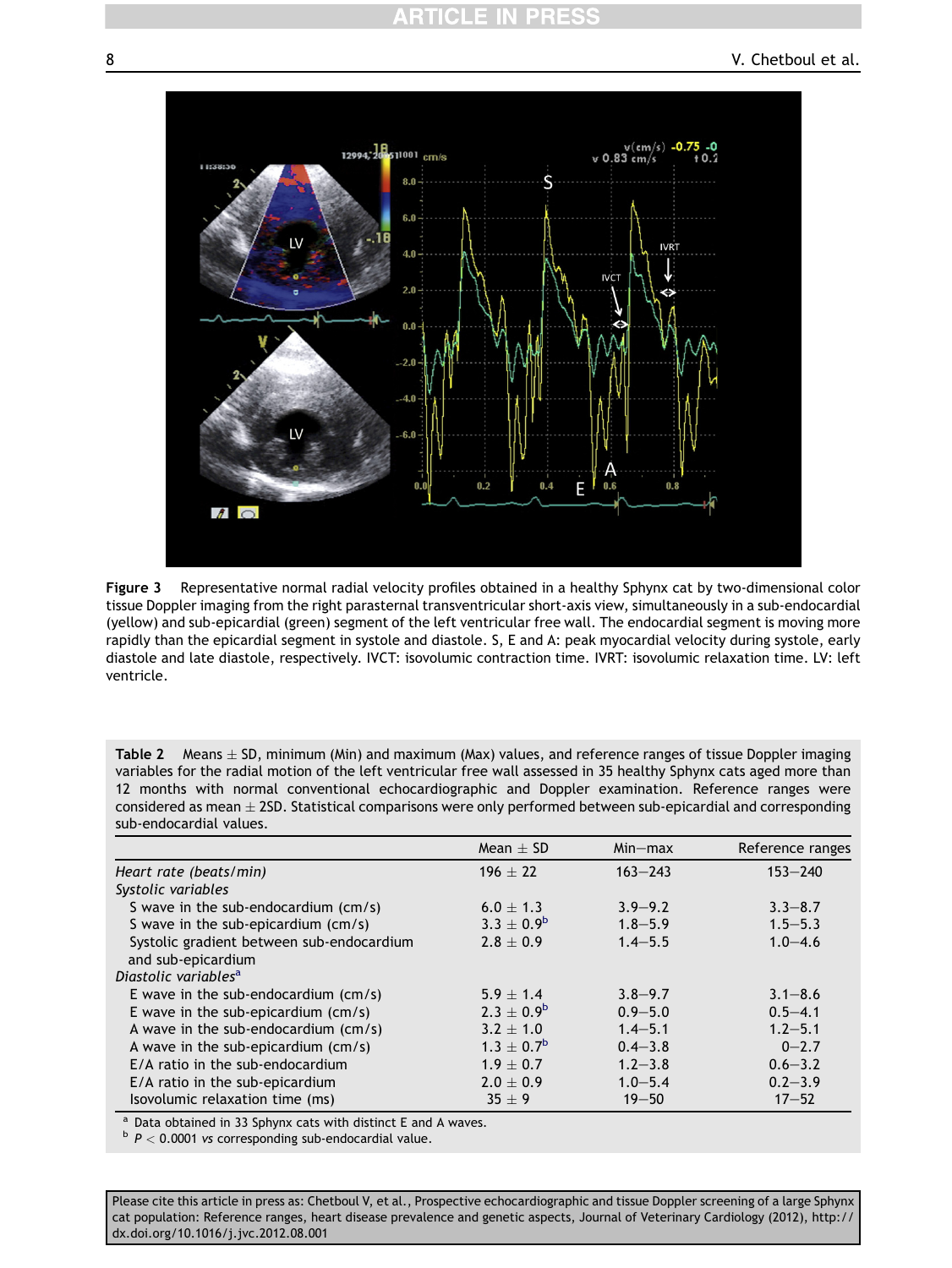**Figure 3** Representative normal radial velocity profiles obtained in a healthy Sphynx cat by two-dimensional color tissue Doppler imaging from the right parasternal transventricular short-axis view, simultaneously in a sub-endocardial (yellow) and sub-epicardial (green) segment of the left ventricular free wall. The endocardial segment is moving more rapidly than the epicardial segment in systole and diastole. S, E and A: peak myocardial velocity during systole, early diastole and late diastole, respectively. IVCT: isovolumic contraction time. IVRT: isovolumic relaxation time. LV: left ventricle.

**Table 2** Means ± SD, minimum (Min) and maximum (Max) values, and reference ranges of tissue Doppler imaging variables for the radial motion of the left ventricular free wall assessed in 35 healthy Sphynx cats aged more than 12 months with normal conventional echocardiographic and Doppler examination. Reference ranges were considered as mean ± 2SD. Statistical comparisons were only performed between sub-epicardial and corresponding sub-endocardial values.

| | Mean ± SD | Min–max | Reference ranges |
|---|---|---|---|
| *Heart rate (beats/min)* | 196 ± 22 | 163–243 | 153–240 |
| *Systolic variables* | | | |
| S wave in the sub-endocardium (cm/s) | 6.0 ± 1.3 | 3.9–9.2 | 3.3–8.7 |
| S wave in the sub-epicardium (cm/s) | 3.3 ± 0.9[b] | 1.8–5.9 | 1.5–5.3 |
| Systolic gradient between sub-endocardium and sub-epicardium | 2.8 ± 0.9 | 1.4–5.5 | 1.0–4.6 |
| *Diastolic variables*[a] | | | |
| E wave in the sub-endocardium (cm/s) | 5.9 ± 1.4 | 3.8–9.7 | 3.1–8.6 |
| E wave in the sub-epicardium (cm/s) | 2.3 ± 0.9[b] | 0.9–5.0 | 0.5–4.1 |
| A wave in the sub-endocardium (cm/s) | 3.2 ± 1.0 | 1.4–5.1 | 1.2–5.1 |
| A wave in the sub-epicardium (cm/s) | 1.3 ± 0.7[b] | 0.4–3.8 | 0–2.7 |
| E/A ratio in the sub-endocardium | 1.9 ± 0.7 | 1.2–3.8 | 0.6–3.2 |
| E/A ratio in the sub-epicardium | 2.0 ± 0.9 | 1.0–5.4 | 0.2–3.9 |
| Isovolumic relaxation time (ms) | 35 ± 9 | 19–50 | 17–52 |

[a] Data obtained in 33 Sphynx cats with distinct E and A waves.
[b] $P < 0.0001$ *vs* corresponding sub-endocardial value.

Please cite this article in press as: Chetboul V, et al., Prospective echocardiographic and tissue Doppler screening of a large Sphynx cat population: Reference ranges, heart disease prevalence and genetic aspects, Journal of Veterinary Cardiology (2012), http://dx.doi.org/10.1016/j.jvc.2012.08.001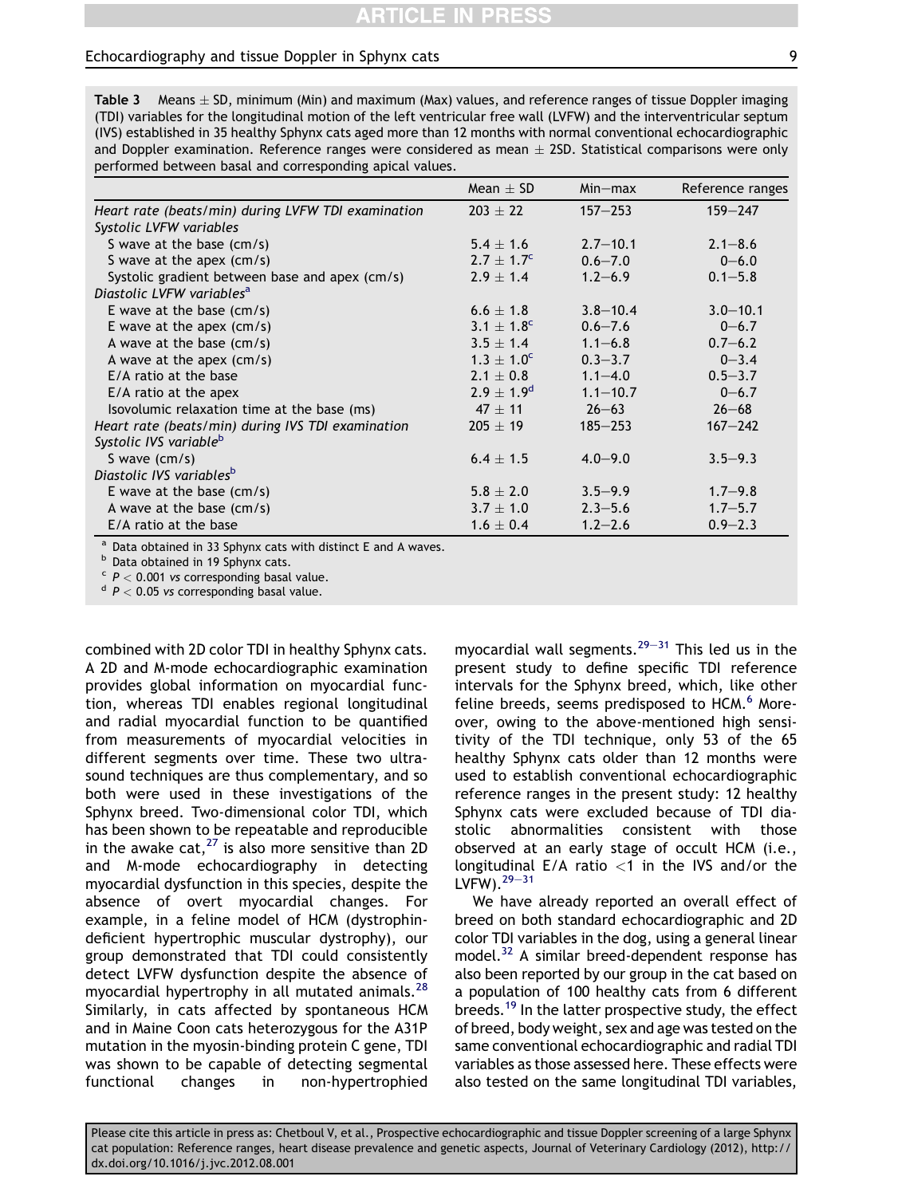**Table 3** Means ± SD, minimum (Min) and maximum (Max) values, and reference ranges of tissue Doppler imaging (TDI) variables for the longitudinal motion of the left ventricular free wall (LVFW) and the interventricular septum (IVS) established in 35 healthy Sphynx cats aged more than 12 months with normal conventional echocardiographic and Doppler examination. Reference ranges were considered as mean ± 2SD. Statistical comparisons were only performed between basal and corresponding apical values.

| | Mean ± SD | Min–max | Reference ranges |
|---|---|---|---|
| *Heart rate (beats/min) during LVFW TDI examination* | 203 ± 22 | 157–253 | 159–247 |
| *Systolic LVFW variables* | | | |
| S wave at the base (cm/s) | 5.4 ± 1.6 | 2.7–10.1 | 2.1–8.6 |
| S wave at the apex (cm/s) | 2.7 ± 1.7[c] | 0.6–7.0 | 0–6.0 |
| Systolic gradient between base and apex (cm/s) | 2.9 ± 1.4 | 1.2–6.9 | 0.1–5.8 |
| *Diastolic LVFW variables*[a] | | | |
| E wave at the base (cm/s) | 6.6 ± 1.8 | 3.8–10.4 | 3.0–10.1 |
| E wave at the apex (cm/s) | 3.1 ± 1.8[c] | 0.6–7.6 | 0–6.7 |
| A wave at the base (cm/s) | 3.5 ± 1.4 | 1.1–6.8 | 0.7–6.2 |
| A wave at the apex (cm/s) | 1.3 ± 1.0[c] | 0.3–3.7 | 0–3.4 |
| E/A ratio at the base | 2.1 ± 0.8 | 1.1–4.0 | 0.5–3.7 |
| E/A ratio at the apex | 2.9 ± 1.9[d] | 1.1–10.7 | 0–6.7 |
| Isovolumic relaxation time at the base (ms) | 47 ± 11 | 26–63 | 26–68 |
| *Heart rate (beats/min) during IVS TDI examination* | 205 ± 19 | 185–253 | 167–242 |
| *Systolic IVS variable*[b] | | | |
| S wave (cm/s) | 6.4 ± 1.5 | 4.0–9.0 | 3.5–9.3 |
| *Diastolic IVS variables*[b] | | | |
| E wave at the base (cm/s) | 5.8 ± 2.0 | 3.5–9.9 | 1.7–9.8 |
| A wave at the base (cm/s) | 3.7 ± 1.0 | 2.3–5.6 | 1.7–5.7 |
| E/A ratio at the base | 1.6 ± 0.4 | 1.2–2.6 | 0.9–2.3 |

[a] Data obtained in 33 Sphynx cats with distinct E and A waves.
[b] Data obtained in 19 Sphynx cats.
[c] $P < 0.001$ *vs* corresponding basal value.
[d] $P < 0.05$ *vs* corresponding basal value.

combined with 2D color TDI in healthy Sphynx cats. A 2D and M-mode echocardiographic examination provides global information on myocardial function, whereas TDI enables regional longitudinal and radial myocardial function to be quantified from measurements of myocardial velocities in different segments over time. These two ultrasound techniques are thus complementary, and so both were used in these investigations of the Sphynx breed. Two-dimensional color TDI, which has been shown to be repeatable and reproducible in the awake cat,[27] is also more sensitive than 2D and M-mode echocardiography in detecting myocardial dysfunction in this species, despite the absence of overt myocardial changes. For example, in a feline model of HCM (dystrophin-deficient hypertrophic muscular dystrophy), our group demonstrated that TDI could consistently detect LVFW dysfunction despite the absence of myocardial hypertrophy in all mutated animals.[28] Similarly, in cats affected by spontaneous HCM and in Maine Coon cats heterozygous for the A31P mutation in the myosin-binding protein C gene, TDI was shown to be capable of detecting segmental functional changes in non-hypertrophied myocardial wall segments.[29–31] This led us in the present study to define specific TDI reference intervals for the Sphynx breed, which, like other feline breeds, seems predisposed to HCM.[6] Moreover, owing to the above-mentioned high sensitivity of the TDI technique, only 53 of the 65 healthy Sphynx cats older than 12 months were used to establish conventional echocardiographic reference ranges in the present study: 12 healthy Sphynx cats were excluded because of TDI diastolic abnormalities consistent with those observed at an early stage of occult HCM (i.e., longitudinal E/A ratio <1 in the IVS and/or the LVFW).[29–31]

We have already reported an overall effect of breed on both standard echocardiographic and 2D color TDI variables in the dog, using a general linear model.[32] A similar breed-dependent response has also been reported by our group in the cat based on a population of 100 healthy cats from 6 different breeds.[19] In the latter prospective study, the effect of breed, body weight, sex and age was tested on the same conventional echocardiographic and radial TDI variables as those assessed here. These effects were also tested on the same longitudinal TDI variables,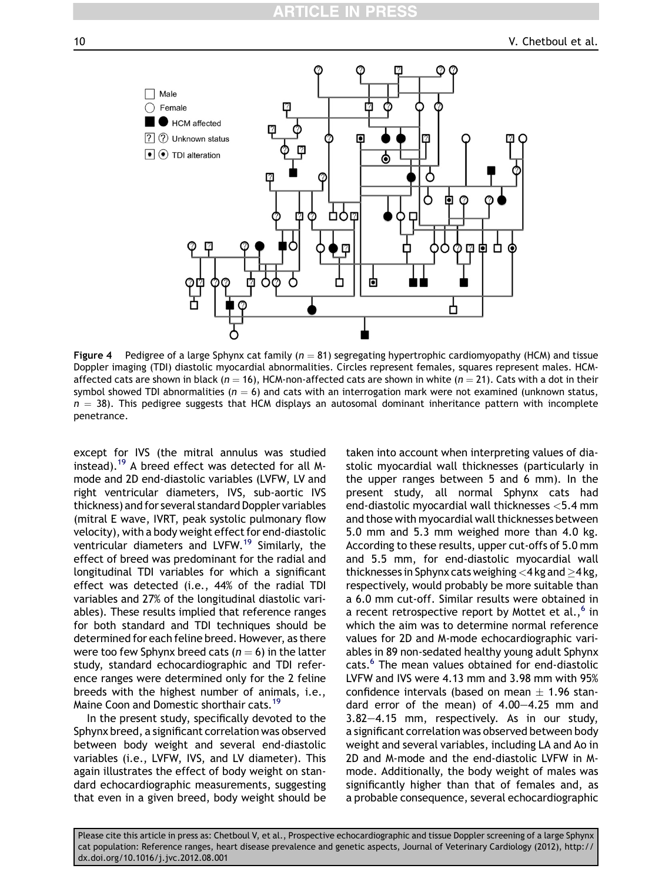Figure 4 Pedigree of a large Sphynx cat family ($n = 81$) segregating hypertrophic cardiomyopathy (HCM) and tissue Doppler imaging (TDI) diastolic myocardial abnormalities. Circles represent females, squares represent males. HCM-affected cats are shown in black ($n = 16$), HCM-non-affected cats are shown in white ($n = 21$). Cats with a dot in their symbol showed TDI abnormalities ($n = 6$) and cats with an interrogation mark were not examined (unknown status, $n = 38$). This pedigree suggests that HCM displays an autosomal dominant inheritance pattern with incomplete penetrance.

except for IVS (the mitral annulus was studied instead).[19] A breed effect was detected for all M-mode and 2D end-diastolic variables (LVFW, LV and right ventricular diameters, IVS, sub-aortic IVS thickness) and for several standard Doppler variables (mitral E wave, IVRT, peak systolic pulmonary flow velocity), with a body weight effect for end-diastolic ventricular diameters and LVFW.[19] Similarly, the effect of breed was predominant for the radial and longitudinal TDI variables for which a significant effect was detected (i.e., 44% of the radial TDI variables and 27% of the longitudinal diastolic variables). These results implied that reference ranges for both standard and TDI techniques should be determined for each feline breed. However, as there were too few Sphynx breed cats ($n = 6$) in the latter study, standard echocardiographic and TDI reference ranges were determined only for the 2 feline breeds with the highest number of animals, i.e., Maine Coon and Domestic shorthair cats.[19]

In the present study, specifically devoted to the Sphynx breed, a significant correlation was observed between body weight and several end-diastolic variables (i.e., LVFW, IVS, and LV diameter). This again illustrates the effect of body weight on standard echocardiographic measurements, suggesting that even in a given breed, body weight should be taken into account when interpreting values of diastolic myocardial wall thicknesses (particularly in the upper ranges between 5 and 6 mm). In the present study, all normal Sphynx cats had end-diastolic myocardial wall thicknesses <5.4 mm and those with myocardial wall thicknesses between 5.0 mm and 5.3 mm weighed more than 4.0 kg. According to these results, upper cut-offs of 5.0 mm and 5.5 mm, for end-diastolic myocardial wall thicknesses in Sphynx cats weighing <4 kg and ≥4 kg, respectively, would probably be more suitable than a 6.0 mm cut-off. Similar results were obtained in a recent retrospective report by Mottet et al.,[6] in which the aim was to determine normal reference values for 2D and M-mode echocardiographic variables in 89 non-sedated healthy young adult Sphynx cats.[6] The mean values obtained for end-diastolic LVFW and IVS were 4.13 mm and 3.98 mm with 95% confidence intervals (based on mean ± 1.96 standard error of the mean) of 4.00–4.25 mm and 3.82–4.15 mm, respectively. As in our study, a significant correlation was observed between body weight and several variables, including LA and Ao in 2D and M-mode and the end-diastolic LVFW in M-mode. Additionally, the body weight of males was significantly higher than that of females and, as a probable consequence, several echocardiographic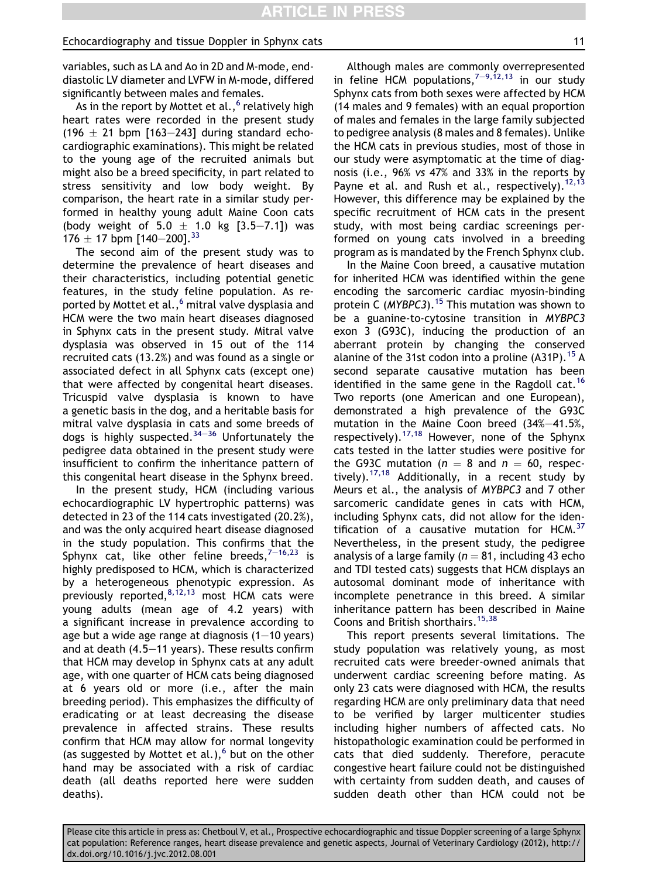variables, such as LA and Ao in 2D and M-mode, end-diastolic LV diameter and LVFW in M-mode, differed significantly between males and females.

As in the report by Mottet et al.,[6] relatively high heart rates were recorded in the present study (196 ± 21 bpm [163–243] during standard echocardiographic examinations). This might be related to the young age of the recruited animals but might also be a breed specificity, in part related to stress sensitivity and low body weight. By comparison, the heart rate in a similar study performed in healthy young adult Maine Coon cats (body weight of 5.0 ± 1.0 kg [3.5–7.1]) was 176 ± 17 bpm [140–200].[33]

The second aim of the present study was to determine the prevalence of heart diseases and their characteristics, including potential genetic features, in the study feline population. As reported by Mottet et al.,[6] mitral valve dysplasia and HCM were the two main heart diseases diagnosed in Sphynx cats in the present study. Mitral valve dysplasia was observed in 15 out of the 114 recruited cats (13.2%) and was found as a single or associated defect in all Sphynx cats (except one) that were affected by congenital heart diseases. Tricuspid valve dysplasia is known to have a genetic basis in the dog, and a heritable basis for mitral valve dysplasia in cats and some breeds of dogs is highly suspected.[34–36] Unfortunately the pedigree data obtained in the present study were insufficient to confirm the inheritance pattern of this congenital heart disease in the Sphynx breed.

In the present study, HCM (including various echocardiographic LV hypertrophic patterns) was detected in 23 of the 114 cats investigated (20.2%), and was the only acquired heart disease diagnosed in the study population. This confirms that the Sphynx cat, like other feline breeds,[7–16,23] is highly predisposed to HCM, which is characterized by a heterogeneous phenotypic expression. As previously reported,[8,12,13] most HCM cats were young adults (mean age of 4.2 years) with a significant increase in prevalence according to age but a wide age range at diagnosis (1–10 years) and at death (4.5–11 years). These results confirm that HCM may develop in Sphynx cats at any adult age, with one quarter of HCM cats being diagnosed at 6 years old or more (i.e., after the main breeding period). This emphasizes the difficulty of eradicating or at least decreasing the disease prevalence in affected strains. These results confirm that HCM may allow for normal longevity (as suggested by Mottet et al.),[6] but on the other hand may be associated with a risk of cardiac death (all deaths reported here were sudden deaths).

Although males are commonly overrepresented in feline HCM populations,[7–9,12,13] in our study Sphynx cats from both sexes were affected by HCM (14 males and 9 females) with an equal proportion of males and females in the large family subjected to pedigree analysis (8 males and 8 females). Unlike the HCM cats in previous studies, most of those in our study were asymptomatic at the time of diagnosis (i.e., 96% *vs* 47% and 33% in the reports by Payne et al. and Rush et al., respectively).[12,13] However, this difference may be explained by the specific recruitment of HCM cats in the present study, with most being cardiac screenings performed on young cats involved in a breeding program as is mandated by the French Sphynx club.

In the Maine Coon breed, a causative mutation for inherited HCM was identified within the gene encoding the sarcomeric cardiac myosin-binding protein C (*MYBPC3*).[15] This mutation was shown to be a guanine-to-cytosine transition in *MYBPC3* exon 3 (G93C), inducing the production of an aberrant protein by changing the conserved alanine of the 31st codon into a proline (A31P).[15] A second separate causative mutation has been identified in the same gene in the Ragdoll cat.[16] Two reports (one American and one European), demonstrated a high prevalence of the G93C mutation in the Maine Coon breed (34%–41.5%, respectively).[17,18] However, none of the Sphynx cats tested in the latter studies were positive for the G93C mutation ($n = 8$ and $n = 60$, respectively).[17,18] Additionally, in a recent study by Meurs et al., the analysis of *MYBPC3* and 7 other sarcomeric candidate genes in cats with HCM, including Sphynx cats, did not allow for the identification of a causative mutation for HCM.[37] Nevertheless, in the present study, the pedigree analysis of a large family ($n = 81$, including 43 echo and TDI tested cats) suggests that HCM displays an autosomal dominant mode of inheritance with incomplete penetrance in this breed. A similar inheritance pattern has been described in Maine Coons and British shorthairs.[15,38]

This report presents several limitations. The study population was relatively young, as most recruited cats were breeder-owned animals that underwent cardiac screening before mating. As only 23 cats were diagnosed with HCM, the results regarding HCM are only preliminary data that need to be verified by larger multicenter studies including higher numbers of affected cats. No histopathologic examination could be performed in cats that died suddenly. Therefore, peracute congestive heart failure could not be distinguished with certainty from sudden death, and causes of sudden death other than HCM could not be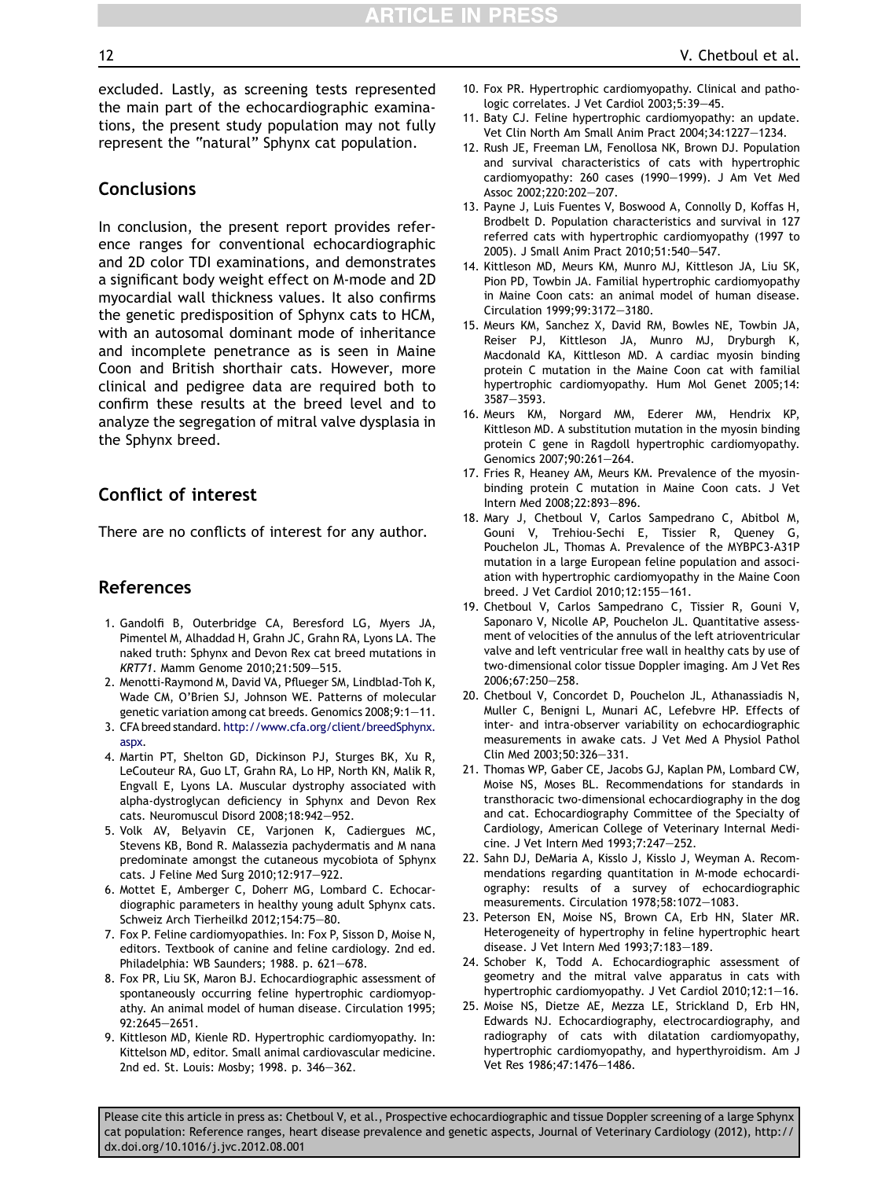excluded. Lastly, as screening tests represented the main part of the echocardiographic examinations, the present study population may not fully represent the "natural" Sphynx cat population.

## Conclusions

In conclusion, the present report provides reference ranges for conventional echocardiographic and 2D color TDI examinations, and demonstrates a significant body weight effect on M-mode and 2D myocardial wall thickness values. It also confirms the genetic predisposition of Sphynx cats to HCM, with an autosomal dominant mode of inheritance and incomplete penetrance as is seen in Maine Coon and British shorthair cats. However, more clinical and pedigree data are required both to confirm these results at the breed level and to analyze the segregation of mitral valve dysplasia in the Sphynx breed.

## Conflict of interest

There are no conflicts of interest for any author.

## References

1. Gandolfi B, Outerbridge CA, Beresford LG, Myers JA, Pimentel M, Alhaddad H, Grahn JC, Grahn RA, Lyons LA. The naked truth: Sphynx and Devon Rex cat breed mutations in *KRT71*. Mamm Genome 2010;21:509–515.
2. Menotti-Raymond M, David VA, Pflueger SM, Lindblad-Toh K, Wade CM, O'Brien SJ, Johnson WE. Patterns of molecular genetic variation among cat breeds. Genomics 2008;9:1–11.
3. CFA breed standard. http://www.cfa.org/client/breedSphynx.aspx.
4. Martin PT, Shelton GD, Dickinson PJ, Sturges BK, Xu R, LeCouteur RA, Guo LT, Grahn RA, Lo HP, North KN, Malik R, Engvall E, Lyons LA. Muscular dystrophy associated with alpha-dystroglycan deficiency in Sphynx and Devon Rex cats. Neuromuscul Disord 2008;18:942–952.
5. Volk AV, Belyavin CE, Varjonen K, Cadiergues MC, Stevens KB, Bond R. Malassezia pachydermatis and M nana predominate amongst the cutaneous mycobiota of Sphynx cats. J Feline Med Surg 2010;12:917–922.
6. Mottet E, Amberger C, Doherr MG, Lombard C. Echocardiographic parameters in healthy young adult Sphynx cats. Schweiz Arch Tierheilkd 2012;154:75–80.
7. Fox P. Feline cardiomyopathies. In: Fox P, Sisson D, Moise N, editors. Textbook of canine and feline cardiology. 2nd ed. Philadelphia: WB Saunders; 1988. p. 621–678.
8. Fox PR, Liu SK, Maron BJ. Echocardiographic assessment of spontaneously occurring feline hypertrophic cardiomyopathy. An animal model of human disease. Circulation 1995; 92:2645–2651.
9. Kittleson MD, Kienle RD. Hypertrophic cardiomyopathy. In: Kittelson MD, editor. Small animal cardiovascular medicine. 2nd ed. St. Louis: Mosby; 1998. p. 346–362.
10. Fox PR. Hypertrophic cardiomyopathy. Clinical and pathologic correlates. J Vet Cardiol 2003;5:39–45.
11. Baty CJ. Feline hypertrophic cardiomyopathy: an update. Vet Clin North Am Small Anim Pract 2004;34:1227–1234.
12. Rush JE, Freeman LM, Fenollosa NK, Brown DJ. Population and survival characteristics of cats with hypertrophic cardiomyopathy: 260 cases (1990–1999). J Am Vet Med Assoc 2002;220:202–207.
13. Payne J, Luis Fuentes V, Boswood A, Connolly D, Koffas H, Brodbelt D. Population characteristics and survival in 127 referred cats with hypertrophic cardiomyopathy (1997 to 2005). J Small Anim Pract 2010;51:540–547.
14. Kittleson MD, Meurs KM, Munro MJ, Kittleson JA, Liu SK, Pion PD, Towbin JA. Familial hypertrophic cardiomyopathy in Maine Coon cats: an animal model of human disease. Circulation 1999;99:3172–3180.
15. Meurs KM, Sanchez X, David RM, Bowles NE, Towbin JA, Reiser PJ, Kittleson JA, Munro MJ, Dryburgh K, Macdonald KA, Kittleson MD. A cardiac myosin binding protein C mutation in the Maine Coon cat with familial hypertrophic cardiomyopathy. Hum Mol Genet 2005;14: 3587–3593.
16. Meurs KM, Norgard MM, Ederer MM, Hendrix KP, Kittleson MD. A substitution mutation in the myosin binding protein C gene in Ragdoll hypertrophic cardiomyopathy. Genomics 2007;90:261–264.
17. Fries R, Heaney AM, Meurs KM. Prevalence of the myosin-binding protein C mutation in Maine Coon cats. J Vet Intern Med 2008;22:893–896.
18. Mary J, Chetboul V, Carlos Sampedrano C, Abitbol M, Gouni V, Trehiou-Sechi E, Tissier R, Queney G, Pouchelon JL, Thomas A. Prevalence of the MYBPC3-A31P mutation in a large European feline population and association with hypertrophic cardiomyopathy in the Maine Coon breed. J Vet Cardiol 2010;12:155–161.
19. Chetboul V, Carlos Sampedrano C, Tissier R, Gouni V, Saponaro V, Nicolle AP, Pouchelon JL. Quantitative assessment of velocities of the annulus of the left atrioventricular valve and left ventricular free wall in healthy cats by use of two-dimensional color tissue Doppler imaging. Am J Vet Res 2006;67:250–258.
20. Chetboul V, Concordet D, Pouchelon JL, Athanassiadis N, Muller C, Benigni L, Munari AC, Lefebvre HP. Effects of inter- and intra-observer variability on echocardiographic measurements in awake cats. J Vet Med A Physiol Pathol Clin Med 2003;50:326–331.
21. Thomas WP, Gaber CE, Jacobs GJ, Kaplan PM, Lombard CW, Moise NS, Moses BL. Recommendations for standards in transthoracic two-dimensional echocardiography in the dog and cat. Echocardiography Committee of the Specialty of Cardiology, American College of Veterinary Internal Medicine. J Vet Intern Med 1993;7:247–252.
22. Sahn DJ, DeMaria A, Kisslo J, Kisslo J, Weyman A. Recommendations regarding quantitation in M-mode echocardiography: results of a survey of echocardiographic measurements. Circulation 1978;58:1072–1083.
23. Peterson EN, Moise NS, Brown CA, Erb HN, Slater MR. Heterogeneity of hypertrophy in feline hypertrophic heart disease. J Vet Intern Med 1993;7:183–189.
24. Schober K, Todd A. Echocardiographic assessment of geometry and the mitral valve apparatus in cats with hypertrophic cardiomyopathy. J Vet Cardiol 2010;12:1–16.
25. Moise NS, Dietze AE, Mezza LE, Strickland D, Erb HN, Edwards NJ. Echocardiography, electrocardiography, and radiography of cats with dilatation cardiomyopathy, hypertrophic cardiomyopathy, and hyperthyroidism. Am J Vet Res 1986;47:1476–1486.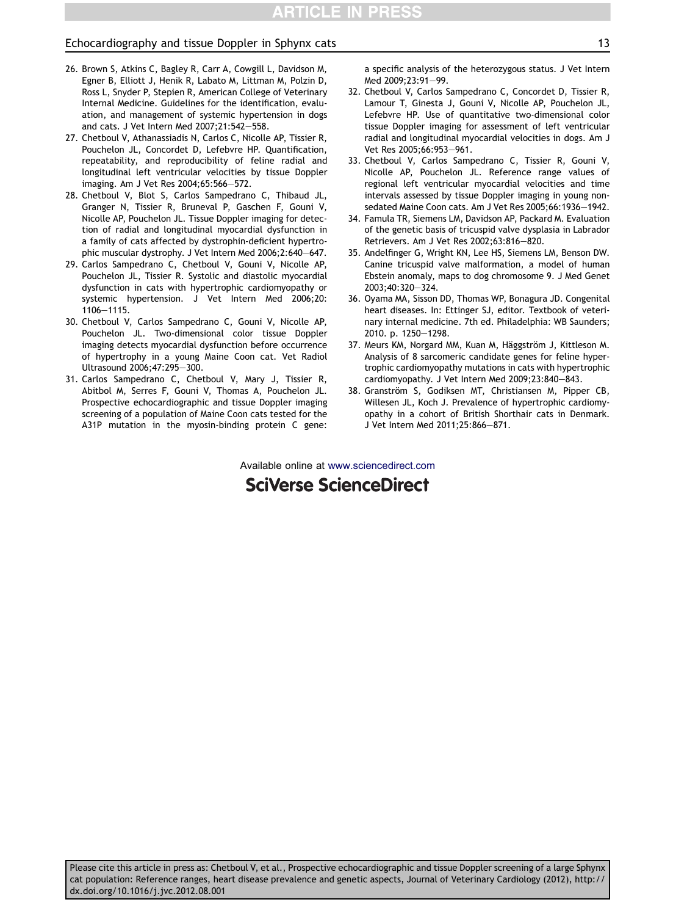26. Brown S, Atkins C, Bagley R, Carr A, Cowgill L, Davidson M, Egner B, Elliott J, Henik R, Labato M, Littman M, Polzin D, Ross L, Snyder P, Stepien R, American College of Veterinary Internal Medicine. Guidelines for the identification, evaluation, and management of systemic hypertension in dogs and cats. J Vet Intern Med 2007;21:542—558.
27. Chetboul V, Athanassiadis N, Carlos C, Nicolle AP, Tissier R, Pouchelon JL, Concordet D, Lefebvre HP. Quantification, repeatability, and reproducibility of feline radial and longitudinal left ventricular velocities by tissue Doppler imaging. Am J Vet Res 2004;65:566—572.
28. Chetboul V, Blot S, Carlos Sampedrano C, Thibaud JL, Granger N, Tissier R, Bruneval P, Gaschen F, Gouni V, Nicolle AP, Pouchelon JL. Tissue Doppler imaging for detection of radial and longitudinal myocardial dysfunction in a family of cats affected by dystrophin-deficient hypertrophic muscular dystrophy. J Vet Intern Med 2006;2:640—647.
29. Carlos Sampedrano C, Chetboul V, Gouni V, Nicolle AP, Pouchelon JL, Tissier R. Systolic and diastolic myocardial dysfunction in cats with hypertrophic cardiomyopathy or systemic hypertension. J Vet Intern Med 2006;20: 1106—1115.
30. Chetboul V, Carlos Sampedrano C, Gouni V, Nicolle AP, Pouchelon JL. Two-dimensional color tissue Doppler imaging detects myocardial dysfunction before occurrence of hypertrophy in a young Maine Coon cat. Vet Radiol Ultrasound 2006;47:295—300.
31. Carlos Sampedrano C, Chetboul V, Mary J, Tissier R, Abitbol M, Serres F, Gouni V, Thomas A, Pouchelon JL. Prospective echocardiographic and tissue Doppler imaging screening of a population of Maine Coon cats tested for the A31P mutation in the myosin-binding protein C gene: a specific analysis of the heterozygous status. J Vet Intern Med 2009;23:91—99.
32. Chetboul V, Carlos Sampedrano C, Concordet D, Tissier R, Lamour T, Ginesta J, Gouni V, Nicolle AP, Pouchelon JL, Lefebvre HP. Use of quantitative two-dimensional color tissue Doppler imaging for assessment of left ventricular radial and longitudinal myocardial velocities in dogs. Am J Vet Res 2005;66:953—961.
33. Chetboul V, Carlos Sampedrano C, Tissier R, Gouni V, Nicolle AP, Pouchelon JL. Reference range values of regional left ventricular myocardial velocities and time intervals assessed by tissue Doppler imaging in young non-sedated Maine Coon cats. Am J Vet Res 2005;66:1936—1942.
34. Famula TR, Siemens LM, Davidson AP, Packard M. Evaluation of the genetic basis of tricuspid valve dysplasia in Labrador Retrievers. Am J Vet Res 2002;63:816—820.
35. Andelfinger G, Wright KN, Lee HS, Siemens LM, Benson DW. Canine tricuspid valve malformation, a model of human Ebstein anomaly, maps to dog chromosome 9. J Med Genet 2003;40:320—324.
36. Oyama MA, Sisson DD, Thomas WP, Bonagura JD. Congenital heart diseases. In: Ettinger SJ, editor. Textbook of veterinary internal medicine. 7th ed. Philadelphia: WB Saunders; 2010. p. 1250—1298.
37. Meurs KM, Norgard MM, Kuan M, Häggström J, Kittleson M. Analysis of 8 sarcomeric candidate genes for feline hypertrophic cardiomyopathy mutations in cats with hypertrophic cardiomyopathy. J Vet Intern Med 2009;23:840—843.
38. Granström S, Godiksen MT, Christiansen M, Pipper CB, Willesen JL, Koch J. Prevalence of hypertrophic cardiomyopathy in a cohort of British Shorthair cats in Denmark. J Vet Intern Med 2011;25:866—871.

Available online at www.sciencedirect.com

**SciVerse ScienceDirect**